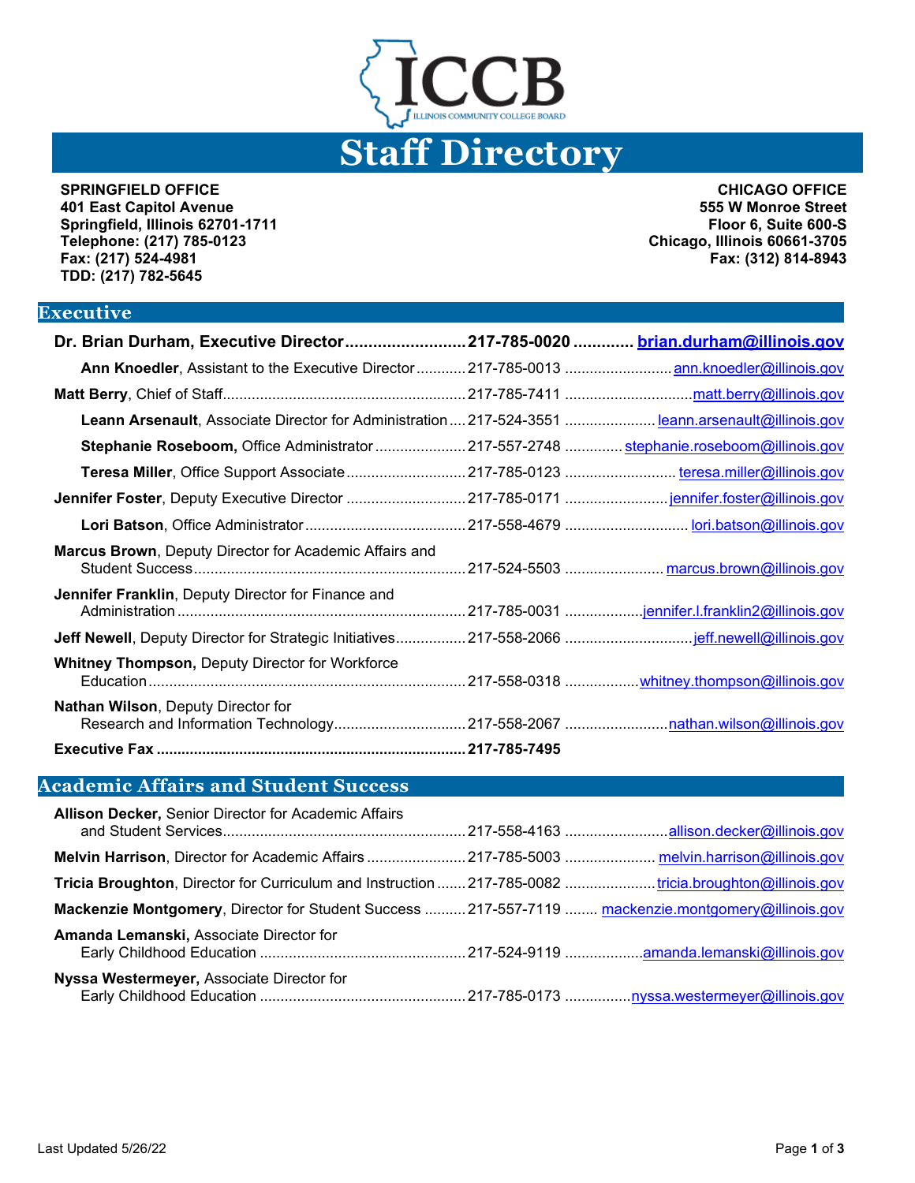# ICCB

ILLINOIS COMMUNITY COLLEGE BOARD

# Staff Directory

**SPRINGFIELD OFFICE**
**401 East Capitol Avenue**
**Springfield, Illinois 62701-1711**
**Telephone: (217) 785-0123**
**Fax: (217) 524-4981**
**TDD: (217) 782-5645**

**CHICAGO OFFICE**
**555 W Monroe Street**
**Floor 6, Suite 600-S**
**Chicago, Illinois 60661-3705**
**Fax: (312) 814-8943**

## Executive

| Name, Title | Phone | Email |
|---|---|---|
| **Dr. Brian Durham, Executive Director** | **217-785-0020** | **brian.durham@illinois.gov** |
| **Ann Knoedler**, Assistant to the Executive Director | 217-785-0013 | ann.knoedler@illinois.gov |
| **Matt Berry**, Chief of Staff | 217-785-7411 | matt.berry@illinois.gov |
| **Leann Arsenault**, Associate Director for Administration | 217-524-3551 | leann.arsenault@illinois.gov |
| **Stephanie Roseboom,** Office Administrator | 217-557-2748 | stephanie.roseboom@illinois.gov |
| **Teresa Miller**, Office Support Associate | 217-785-0123 | teresa.miller@illinois.gov |
| **Jennifer Foster**, Deputy Executive Director | 217-785-0171 | jennifer.foster@illinois.gov |
| **Lori Batson**, Office Administrator | 217-558-4679 | lori.batson@illinois.gov |
| **Marcus Brown**, Deputy Director for Academic Affairs and Student Success | 217-524-5503 | marcus.brown@illinois.gov |
| **Jennifer Franklin**, Deputy Director for Finance and Administration | 217-785-0031 | jennifer.l.franklin2@illinois.gov |
| **Jeff Newell**, Deputy Director for Strategic Initiatives | 217-558-2066 | jeff.newell@illinois.gov |
| **Whitney Thompson,** Deputy Director for Workforce Education | 217-558-0318 | whitney.thompson@illinois.gov |
| **Nathan Wilson**, Deputy Director for Research and Information Technology | 217-558-2067 | nathan.wilson@illinois.gov |
| **Executive Fax** | **217-785-7495** | |

## Academic Affairs and Student Success

| Name, Title | Phone | Email |
|---|---|---|
| **Allison Decker,** Senior Director for Academic Affairs and Student Services | 217-558-4163 | allison.decker@illinois.gov |
| **Melvin Harrison**, Director for Academic Affairs | 217-785-5003 | melvin.harrison@illinois.gov |
| **Tricia Broughton**, Director for Curriculum and Instruction | 217-785-0082 | tricia.broughton@illinois.gov |
| **Mackenzie Montgomery**, Director for Student Success | 217-557-7119 | mackenzie.montgomery@illinois.gov |
| **Amanda Lemanski,** Associate Director for Early Childhood Education | 217-524-9119 | amanda.lemanski@illinois.gov |
| **Nyssa Westermeyer,** Associate Director for Early Childhood Education | 217-785-0173 | nyssa.westermeyer@illinois.gov |

Last Updated 5/26/22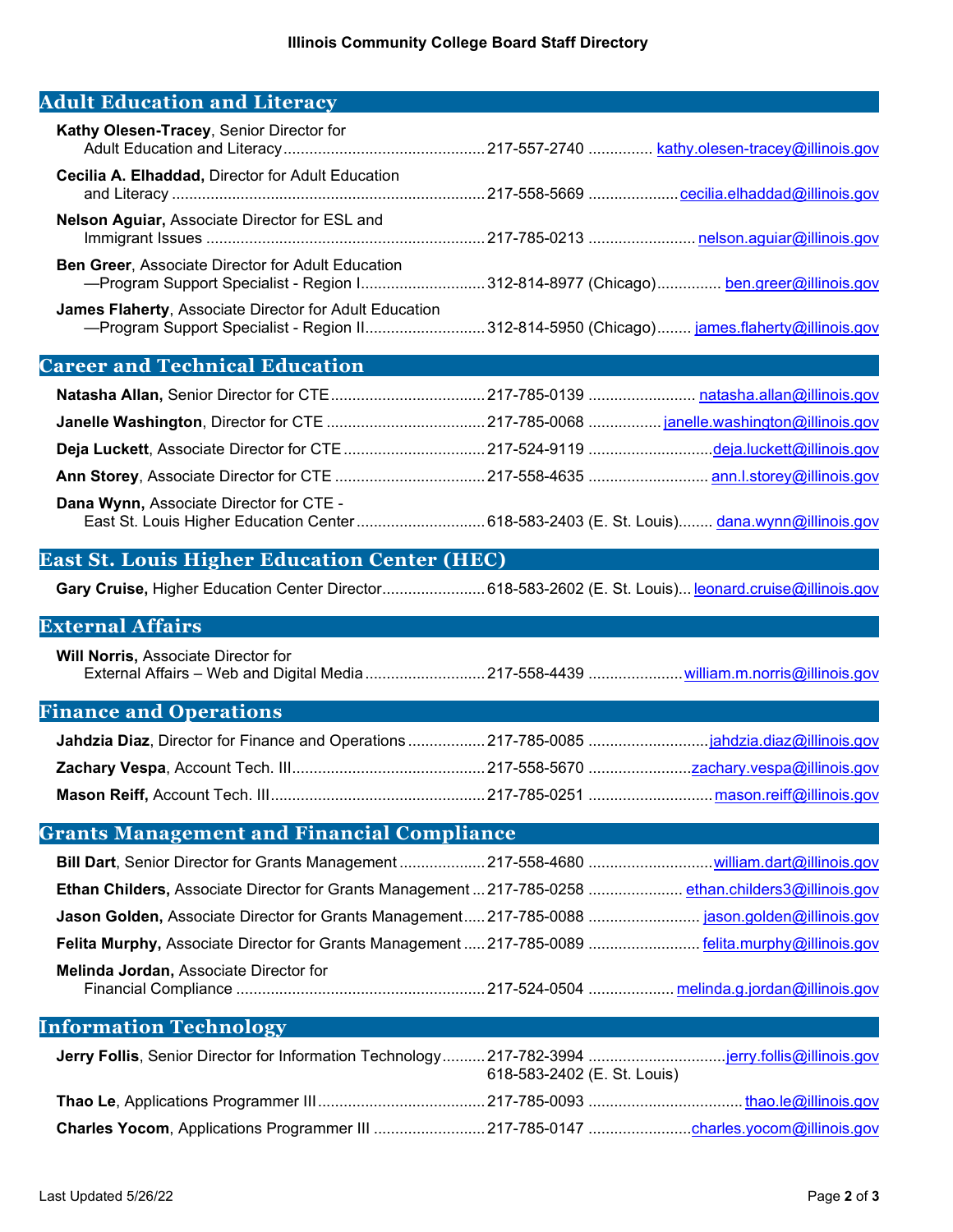**Illinois Community College Board Staff Directory**

## Adult Education and Literacy

| Name / Title | Phone | Email |
|---|---|---|
| **Kathy Olesen-Tracey**, Senior Director for Adult Education and Literacy | 217-557-2740 | kathy.olesen-tracey@illinois.gov |
| **Cecilia A. Elhaddad,** Director for Adult Education and Literacy | 217-558-5669 | cecilia.elhaddad@illinois.gov |
| **Nelson Aguiar,** Associate Director for ESL and Immigrant Issues | 217-785-0213 | nelson.aguiar@illinois.gov |
| **Ben Greer**, Associate Director for Adult Education —Program Support Specialist - Region I | 312-814-8977 (Chicago) | ben.greer@illinois.gov |
| **James Flaherty**, Associate Director for Adult Education —Program Support Specialist - Region II | 312-814-5950 (Chicago) | james.flaherty@illinois.gov |

## Career and Technical Education

| Name / Title | Phone | Email |
|---|---|---|
| **Natasha Allan,** Senior Director for CTE | 217-785-0139 | natasha.allan@illinois.gov |
| **Janelle Washington**, Director for CTE | 217-785-0068 | janelle.washington@illinois.gov |
| **Deja Luckett**, Associate Director for CTE | 217-524-9119 | deja.luckett@illinois.gov |
| **Ann Storey**, Associate Director for CTE | 217-558-4635 | ann.l.storey@illinois.gov |
| **Dana Wynn,** Associate Director for CTE - East St. Louis Higher Education Center | 618-583-2403 (E. St. Louis) | dana.wynn@illinois.gov |

## East St. Louis Higher Education Center (HEC)

| Name / Title | Phone | Email |
|---|---|---|
| **Gary Cruise,** Higher Education Center Director | 618-583-2602 (E. St. Louis) | leonard.cruise@illinois.gov |

## External Affairs

| Name / Title | Phone | Email |
|---|---|---|
| **Will Norris,** Associate Director for External Affairs – Web and Digital Media | 217-558-4439 | william.m.norris@illinois.gov |

## Finance and Operations

| Name / Title | Phone | Email |
|---|---|---|
| **Jahdzia Diaz**, Director for Finance and Operations | 217-785-0085 | jahdzia.diaz@illinois.gov |
| **Zachary Vespa**, Account Tech. III | 217-558-5670 | zachary.vespa@illinois.gov |
| **Mason Reiff,** Account Tech. III | 217-785-0251 | mason.reiff@illinois.gov |

## Grants Management and Financial Compliance

| Name / Title | Phone | Email |
|---|---|---|
| **Bill Dart**, Senior Director for Grants Management | 217-558-4680 | william.dart@illinois.gov |
| **Ethan Childers,** Associate Director for Grants Management | 217-785-0258 | ethan.childers3@illinois.gov |
| **Jason Golden,** Associate Director for Grants Management | 217-785-0088 | jason.golden@illinois.gov |
| **Felita Murphy,** Associate Director for Grants Management | 217-785-0089 | felita.murphy@illinois.gov |
| **Melinda Jordan,** Associate Director for Financial Compliance | 217-524-0504 | melinda.g.jordan@illinois.gov |

## Information Technology

| Name / Title | Phone | Email |
|---|---|---|
| **Jerry Follis**, Senior Director for Information Technology | 217-782-3994<br>618-583-2402 (E. St. Louis) | jerry.follis@illinois.gov |
| **Thao Le**, Applications Programmer III | 217-785-0093 | thao.le@illinois.gov |
| **Charles Yocom**, Applications Programmer III | 217-785-0147 | charles.yocom@illinois.gov |

Last Updated 5/26/22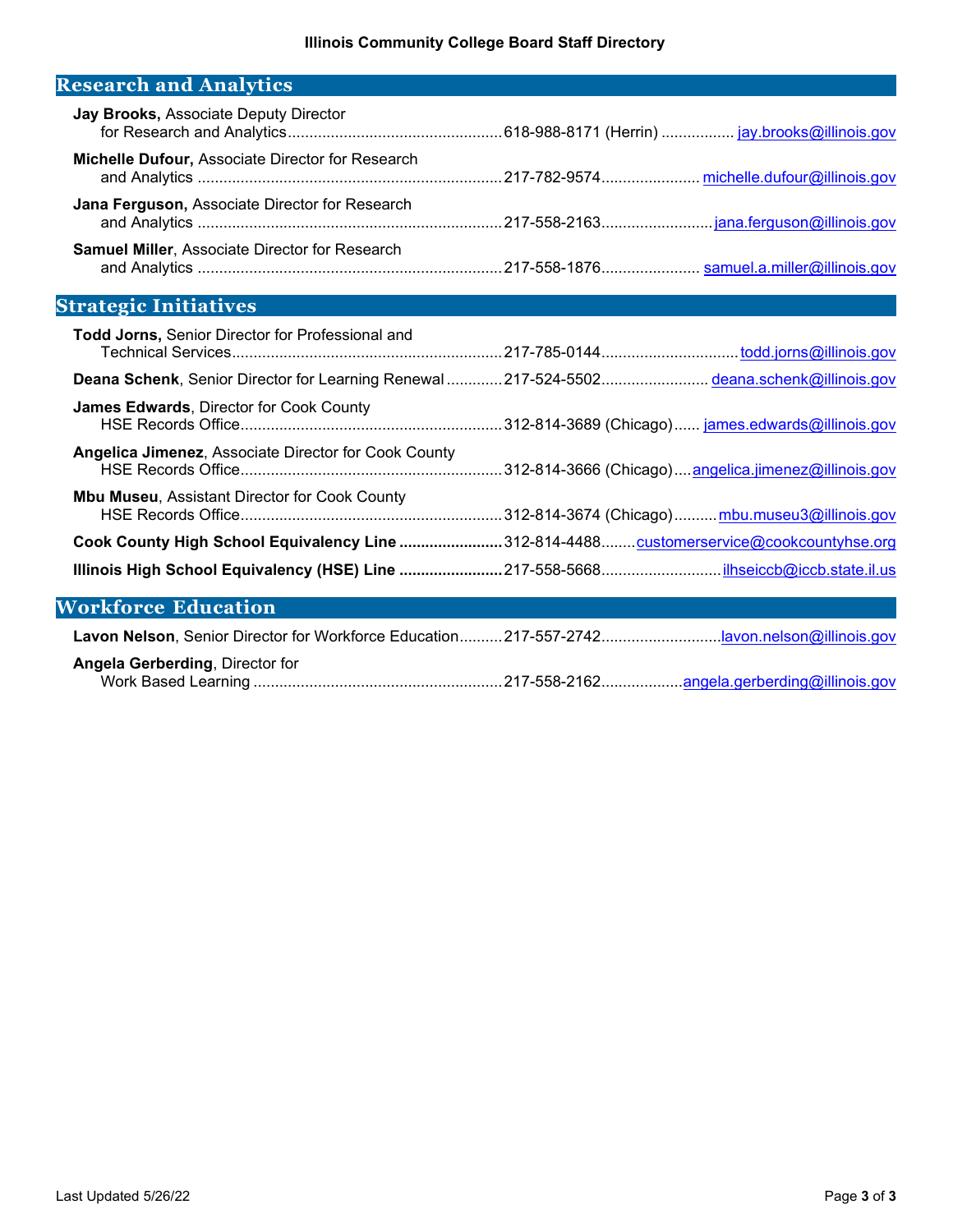## Research and Analytics

**Jay Brooks,** Associate Deputy Director for Research and Analytics ... 618-988-8171 (Herrin) ... jay.brooks@illinois.gov

**Michelle Dufour,** Associate Director for Research and Analytics ... 217-782-9574 ... michelle.dufour@illinois.gov

**Jana Ferguson,** Associate Director for Research and Analytics ... 217-558-2163 ... jana.ferguson@illinois.gov

**Samuel Miller**, Associate Director for Research and Analytics ... 217-558-1876 ... samuel.a.miller@illinois.gov

## Strategic Initiatives

**Todd Jorns,** Senior Director for Professional and Technical Services ... 217-785-0144 ... todd.jorns@illinois.gov

**Deana Schenk**, Senior Director for Learning Renewal ... 217-524-5502 ... deana.schenk@illinois.gov

**James Edwards**, Director for Cook County HSE Records Office ... 312-814-3689 (Chicago) ... james.edwards@illinois.gov

**Angelica Jimenez**, Associate Director for Cook County HSE Records Office ... 312-814-3666 (Chicago) ... angelica.jimenez@illinois.gov

**Mbu Museu**, Assistant Director for Cook County HSE Records Office ... 312-814-3674 (Chicago) ... mbu.museu3@illinois.gov

**Cook County High School Equivalency Line** ... 312-814-4488 ... customerservice@cookcountyhse.org

**Illinois High School Equivalency (HSE) Line** ... 217-558-5668 ... ilhseiccb@iccb.state.il.us

## Workforce Education

**Lavon Nelson**, Senior Director for Workforce Education ... 217-557-2742 ... lavon.nelson@illinois.gov

**Angela Gerberding**, Director for Work Based Learning ... 217-558-2162 ... angela.gerberding@illinois.gov

Last Updated 5/26/22